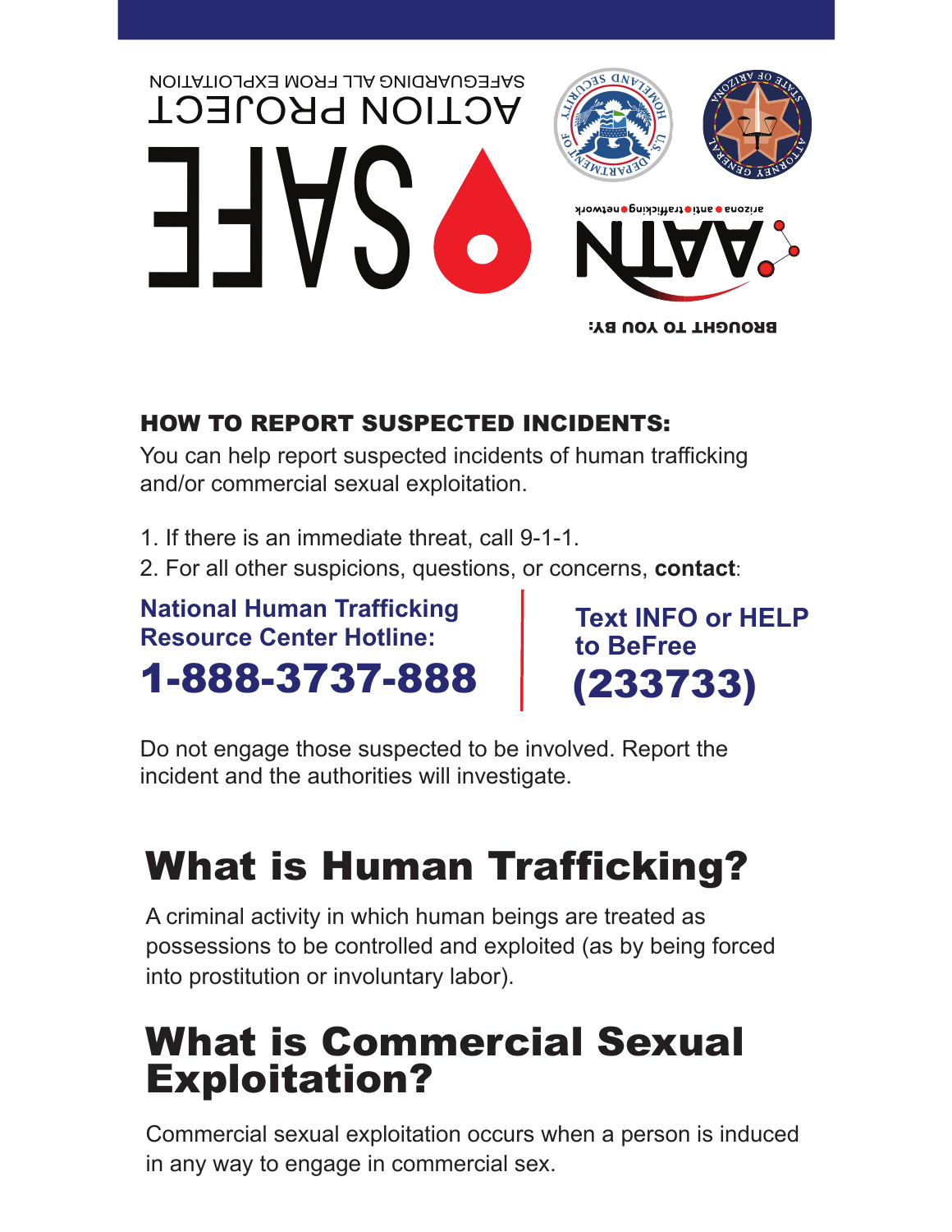SAFEGUARDING ALL FROM EXPLOITATION

ACTION PROJECT

SAFE

arizona anti trafficking network

AATN

BROUGHT TO YOU BY:

### HOW TO REPORT SUSPECTED INCIDENTS:

You can help report suspected incidents of human trafficking and/or commercial sexual exploitation.

1. If there is an immediate threat, call 9-1-1.
2. For all other suspicions, questions, or concerns, **contact**:

**National Human Trafficking Resource Center Hotline:**

**1-888-3737-888**

**Text INFO or HELP to BeFree**

**(233733)**

Do not engage those suspected to be involved. Report the incident and the authorities will investigate.

# What is Human Trafficking?

A criminal activity in which human beings are treated as possessions to be controlled and exploited (as by being forced into prostitution or involuntary labor).

# What is Commercial Sexual Exploitation?

Commercial sexual exploitation occurs when a person is induced in any way to engage in commercial sex.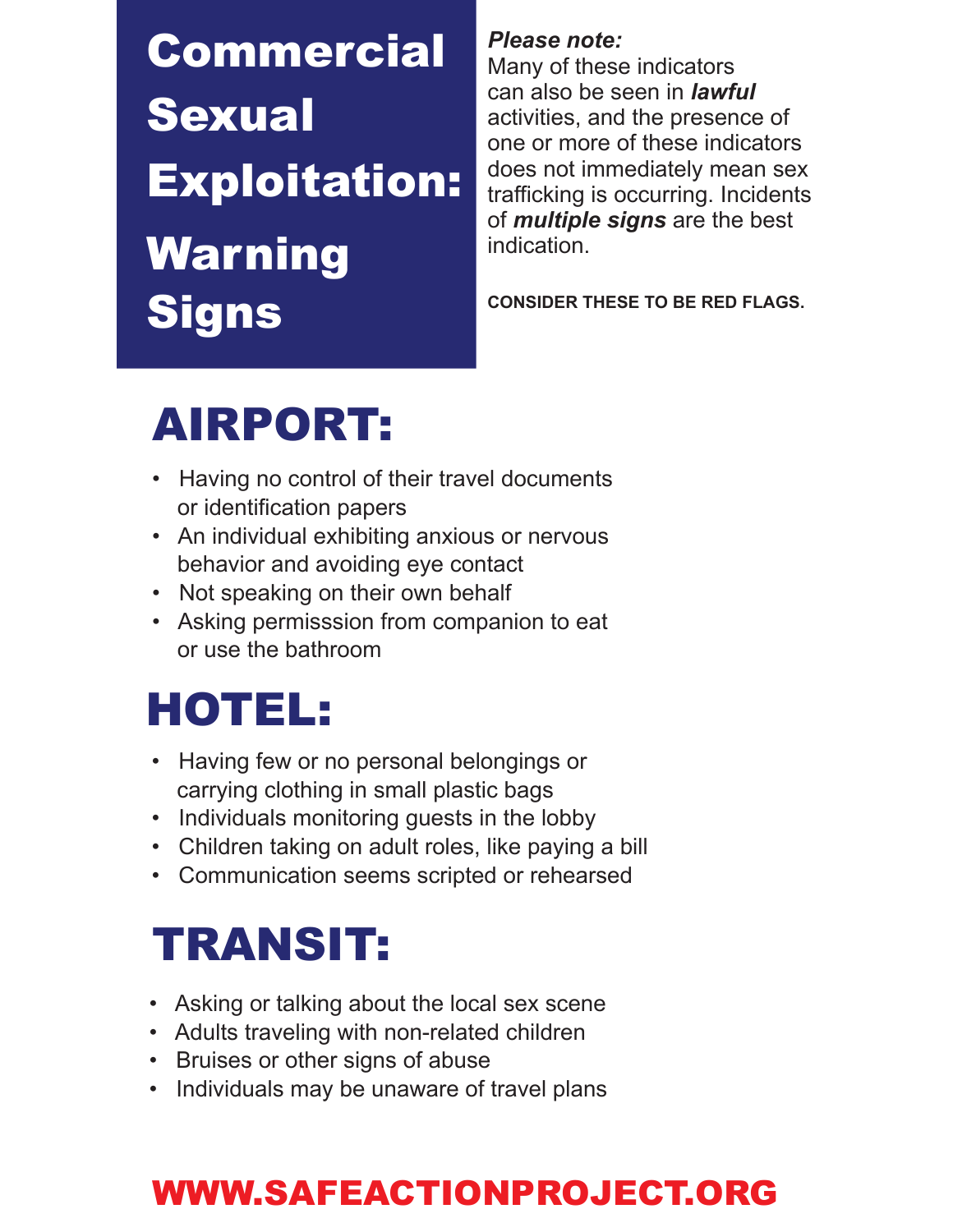# Commercial Sexual Exploitation: Warning Signs

***Please note:***
Many of these indicators can also be seen in ***lawful*** activities, and the presence of one or more of these indicators does not immediately mean sex trafficking is occurring. Incidents of ***multiple signs*** are the best indication.

**CONSIDER THESE TO BE RED FLAGS.**

## AIRPORT:

- Having no control of their travel documents or identification papers
- An individual exhibiting anxious or nervous behavior and avoiding eye contact
- Not speaking on their own behalf
- Asking permisssion from companion to eat or use the bathroom

## HOTEL:

- Having few or no personal belongings or carrying clothing in small plastic bags
- Individuals monitoring guests in the lobby
- Children taking on adult roles, like paying a bill
- Communication seems scripted or rehearsed

## TRANSIT:

- Asking or talking about the local sex scene
- Adults traveling with non-related children
- Bruises or other signs of abuse
- Individuals may be unaware of travel plans

**WWW.SAFEACTIONPROJECT.ORG**